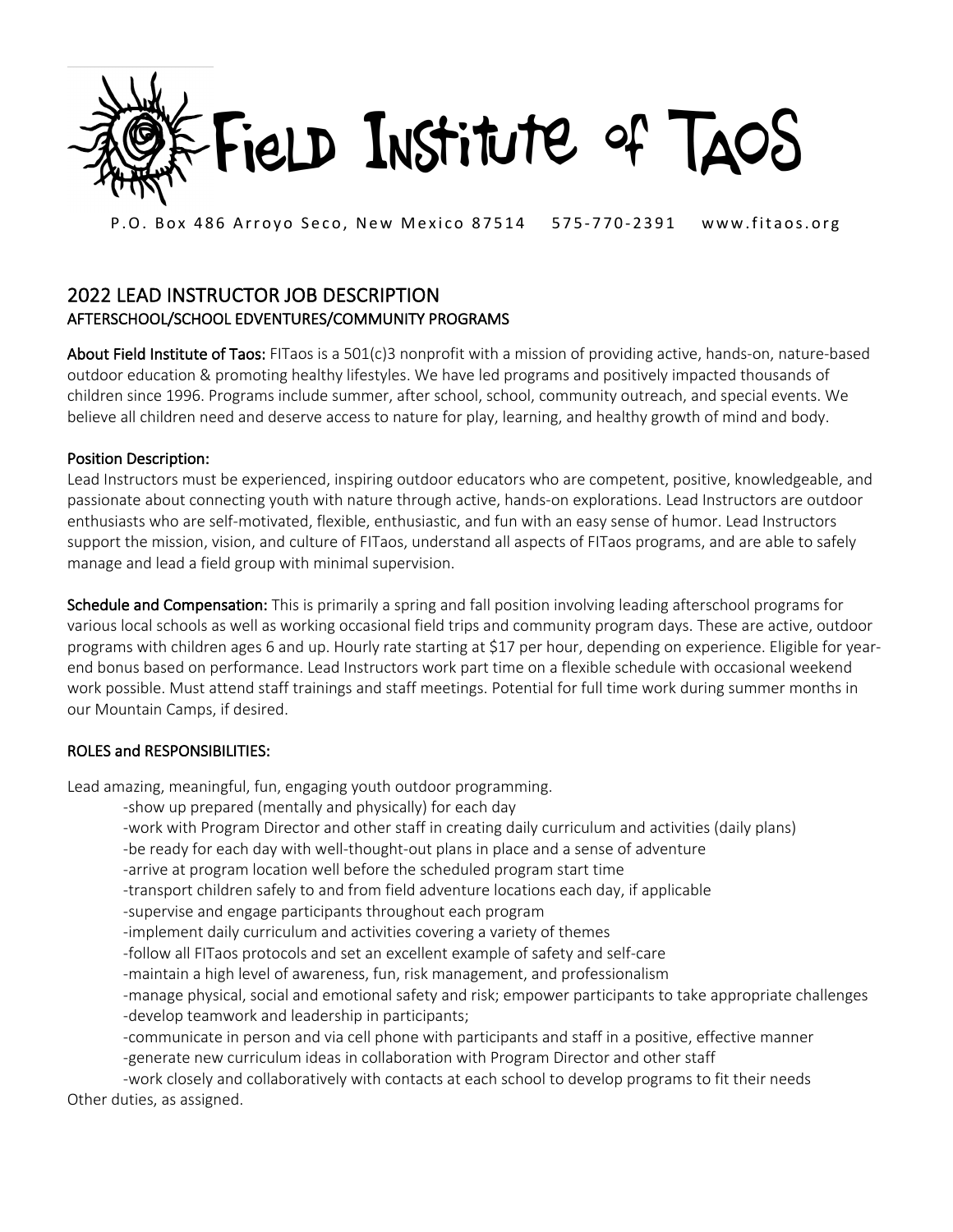# Field Institute of Taos

P.O. Box 486 Arroyo Seco, New Mexico 87514 575-770-2391 www.fitaos.org

## 2022 LEAD INSTRUCTOR JOB DESCRIPTION

### AFTERSCHOOL/SCHOOL EDVENTURES/COMMUNITY PROGRAMS

**About Field Institute of Taos:** FITaos is a 501(c)3 nonprofit with a mission of providing active, hands-on, nature-based outdoor education & promoting healthy lifestyles. We have led programs and positively impacted thousands of children since 1996. Programs include summer, after school, school, community outreach, and special events. We believe all children need and deserve access to nature for play, learning, and healthy growth of mind and body.

**Position Description:**
Lead Instructors must be experienced, inspiring outdoor educators who are competent, positive, knowledgeable, and passionate about connecting youth with nature through active, hands-on explorations. Lead Instructors are outdoor enthusiasts who are self-motivated, flexible, enthusiastic, and fun with an easy sense of humor. Lead Instructors support the mission, vision, and culture of FITaos, understand all aspects of FITaos programs, and are able to safely manage and lead a field group with minimal supervision.

**Schedule and Compensation:** This is primarily a spring and fall position involving leading afterschool programs for various local schools as well as working occasional field trips and community program days. These are active, outdoor programs with children ages 6 and up. Hourly rate starting at $17 per hour, depending on experience. Eligible for year-end bonus based on performance. Lead Instructors work part time on a flexible schedule with occasional weekend work possible. Must attend staff trainings and staff meetings. Potential for full time work during summer months in our Mountain Camps, if desired.

**ROLES and RESPONSIBILITIES:**

Lead amazing, meaningful, fun, engaging youth outdoor programming.

- show up prepared (mentally and physically) for each day
- work with Program Director and other staff in creating daily curriculum and activities (daily plans)
- be ready for each day with well-thought-out plans in place and a sense of adventure
- arrive at program location well before the scheduled program start time
- transport children safely to and from field adventure locations each day, if applicable
- supervise and engage participants throughout each program
- implement daily curriculum and activities covering a variety of themes
- follow all FITaos protocols and set an excellent example of safety and self-care
- maintain a high level of awareness, fun, risk management, and professionalism
- manage physical, social and emotional safety and risk; empower participants to take appropriate challenges
- develop teamwork and leadership in participants;
- communicate in person and via cell phone with participants and staff in a positive, effective manner
- generate new curriculum ideas in collaboration with Program Director and other staff
- work closely and collaboratively with contacts at each school to develop programs to fit their needs

Other duties, as assigned.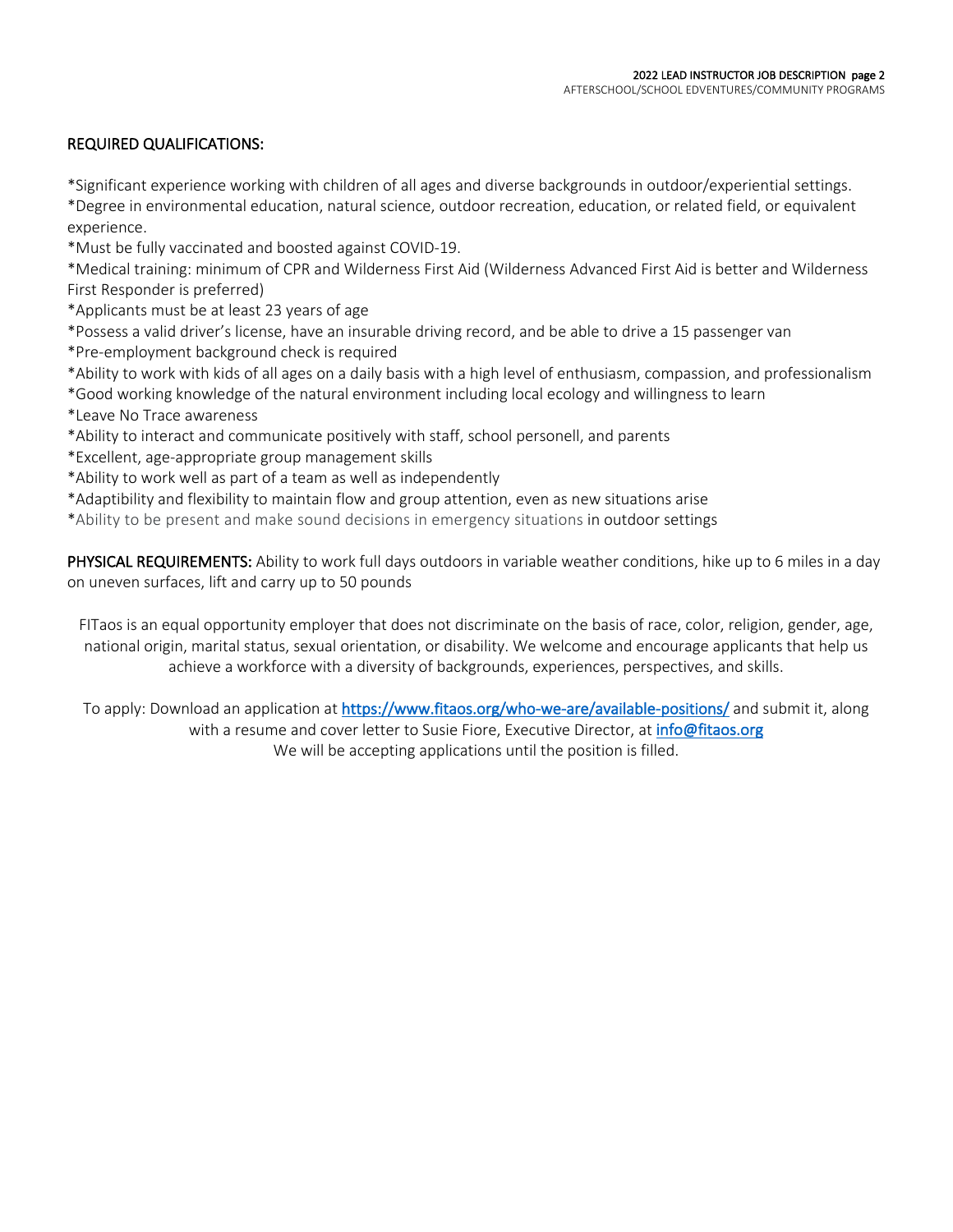## REQUIRED QUALIFICATIONS:

*Significant experience working with children of all ages and diverse backgrounds in outdoor/experiential settings.
*Degree in environmental education, natural science, outdoor recreation, education, or related field, or equivalent experience.
*Must be fully vaccinated and boosted against COVID-19.
*Medical training: minimum of CPR and Wilderness First Aid (Wilderness Advanced First Aid is better and Wilderness First Responder is preferred)
*Applicants must be at least 23 years of age
*Possess a valid driver's license, have an insurable driving record, and be able to drive a 15 passenger van
*Pre-employment background check is required
*Ability to work with kids of all ages on a daily basis with a high level of enthusiasm, compassion, and professionalism
*Good working knowledge of the natural environment including local ecology and willingness to learn
*Leave No Trace awareness
*Ability to interact and communicate positively with staff, school personell, and parents
*Excellent, age-appropriate group management skills
*Ability to work well as part of a team as well as independently
*Adaptibility and flexibility to maintain flow and group attention, even as new situations arise
*Ability to be present and make sound decisions in emergency situations in outdoor settings

**PHYSICAL REQUIREMENTS:** Ability to work full days outdoors in variable weather conditions, hike up to 6 miles in a day on uneven surfaces, lift and carry up to 50 pounds

FITaos is an equal opportunity employer that does not discriminate on the basis of race, color, religion, gender, age, national origin, marital status, sexual orientation, or disability. We welcome and encourage applicants that help us achieve a workforce with a diversity of backgrounds, experiences, perspectives, and skills.

To apply: Download an application at [https://www.fitaos.org/who-we-are/available-positions/](https://www.fitaos.org/who-we-are/available-positions/) and submit it, along with a resume and cover letter to Susie Fiore, Executive Director, at [info@fitaos.org](mailto:info@fitaos.org)
We will be accepting applications until the position is filled.